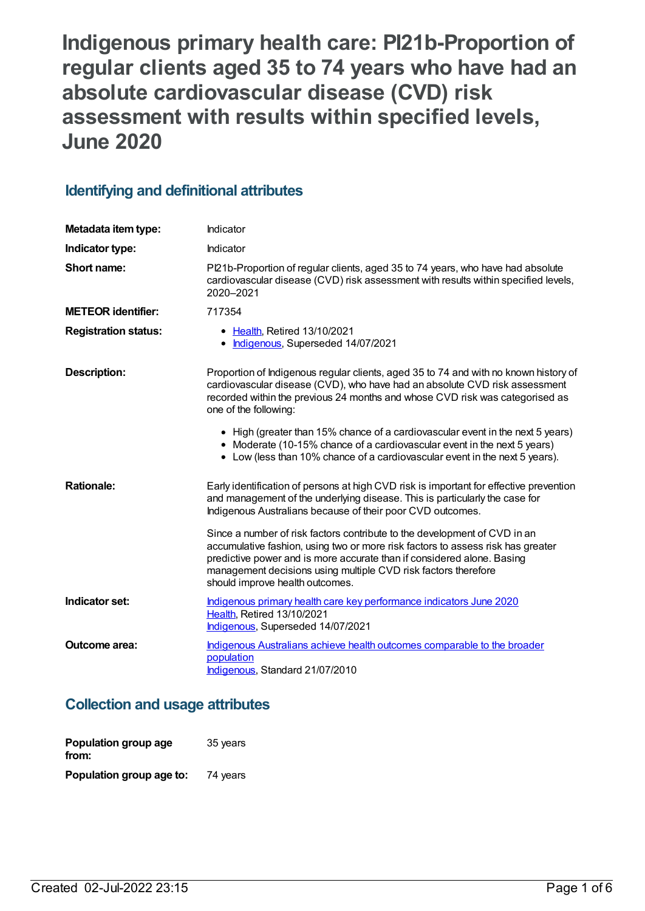# Indigenous primary health care: PI21b-Proportion of regular clients aged 35 to 74 years who have had an absolute cardiovascular disease (CVD) risk assessment with results within specified levels, June 2020

## Identifying and definitional attributes

| | |
|---|---|
| **Metadata item type:** | Indicator |
| **Indicator type:** | Indicator |
| **Short name:** | PI21b-Proportion of regular clients, aged 35 to 74 years, who have had absolute cardiovascular disease (CVD) risk assessment with results within specified levels, 2020–2021 |
| **METEOR identifier:** | 717354 |
| **Registration status:** | • Health, Retired 13/10/2021<br>• Indigenous, Superseded 14/07/2021 |
| **Description:** | Proportion of Indigenous regular clients, aged 35 to 74 and with no known history of cardiovascular disease (CVD), who have had an absolute CVD risk assessment recorded within the previous 24 months and whose CVD risk was categorised as one of the following:<br>• High (greater than 15% chance of a cardiovascular event in the next 5 years)<br>• Moderate (10-15% chance of a cardiovascular event in the next 5 years)<br>• Low (less than 10% chance of a cardiovascular event in the next 5 years). |
| **Rationale:** | Early identification of persons at high CVD risk is important for effective prevention and management of the underlying disease. This is particularly the case for Indigenous Australians because of their poor CVD outcomes.<br><br>Since a number of risk factors contribute to the development of CVD in an accumulative fashion, using two or more risk factors to assess risk has greater predictive power and is more accurate than if considered alone. Basing management decisions using multiple CVD risk factors therefore should improve health outcomes. |
| **Indicator set:** | Indigenous primary health care key performance indicators June 2020<br>Health, Retired 13/10/2021<br>Indigenous, Superseded 14/07/2021 |
| **Outcome area:** | Indigenous Australians achieve health outcomes comparable to the broader population<br>Indigenous, Standard 21/07/2010 |

## Collection and usage attributes

| | |
|---|---|
| **Population group age from:** | 35 years |
| **Population group age to:** | 74 years |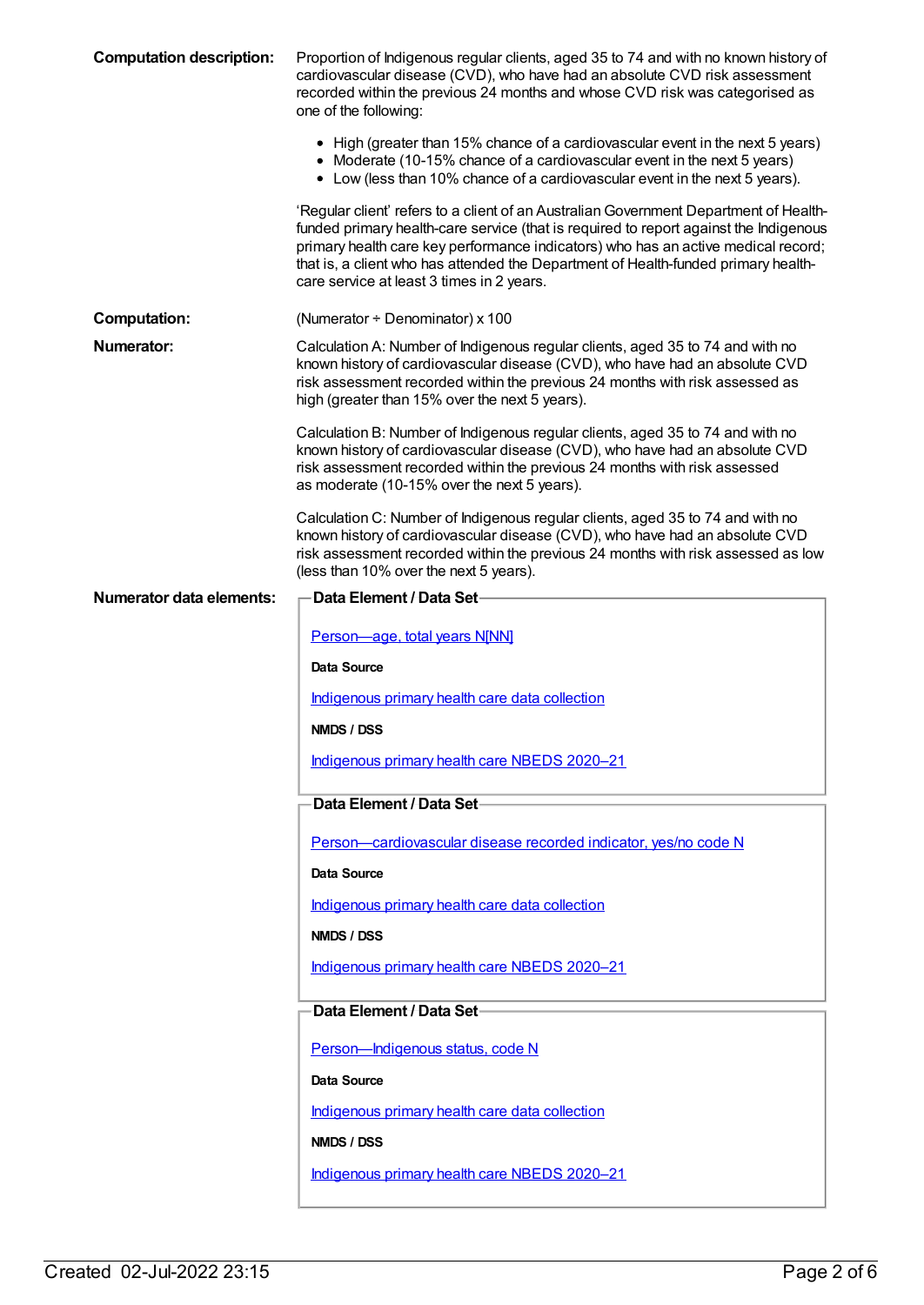**Computation description:** Proportion of Indigenous regular clients, aged 35 to 74 and with no known history of cardiovascular disease (CVD), who have had an absolute CVD risk assessment recorded within the previous 24 months and whose CVD risk was categorised as one of the following:

- High (greater than 15% chance of a cardiovascular event in the next 5 years)
- Moderate (10-15% chance of a cardiovascular event in the next 5 years)
- Low (less than 10% chance of a cardiovascular event in the next 5 years).

'Regular client' refers to a client of an Australian Government Department of Health-funded primary health-care service (that is required to report against the Indigenous primary health care key performance indicators) who has an active medical record; that is, a client who has attended the Department of Health-funded primary health-care service at least 3 times in 2 years.

**Computation:** (Numerator ÷ Denominator) x 100

**Numerator:** Calculation A: Number of Indigenous regular clients, aged 35 to 74 and with no known history of cardiovascular disease (CVD), who have had an absolute CVD risk assessment recorded within the previous 24 months with risk assessed as high (greater than 15% over the next 5 years).

Calculation B: Number of Indigenous regular clients, aged 35 to 74 and with no known history of cardiovascular disease (CVD), who have had an absolute CVD risk assessment recorded within the previous 24 months with risk assessed as moderate (10-15% over the next 5 years).

Calculation C: Number of Indigenous regular clients, aged 35 to 74 and with no known history of cardiovascular disease (CVD), who have had an absolute CVD risk assessment recorded within the previous 24 months with risk assessed as low (less than 10% over the next 5 years).

**Numerator data elements:**

**Data Element / Data Set**

Person—age, total years N[NN]

**Data Source**

Indigenous primary health care data collection

**NMDS / DSS**

Indigenous primary health care NBEDS 2020–21

**Data Element / Data Set**

Person—cardiovascular disease recorded indicator, yes/no code N

**Data Source**

Indigenous primary health care data collection

**NMDS / DSS**

Indigenous primary health care NBEDS 2020–21

**Data Element / Data Set**

Person—Indigenous status, code N

**Data Source**

Indigenous primary health care data collection

**NMDS / DSS**

Indigenous primary health care NBEDS 2020–21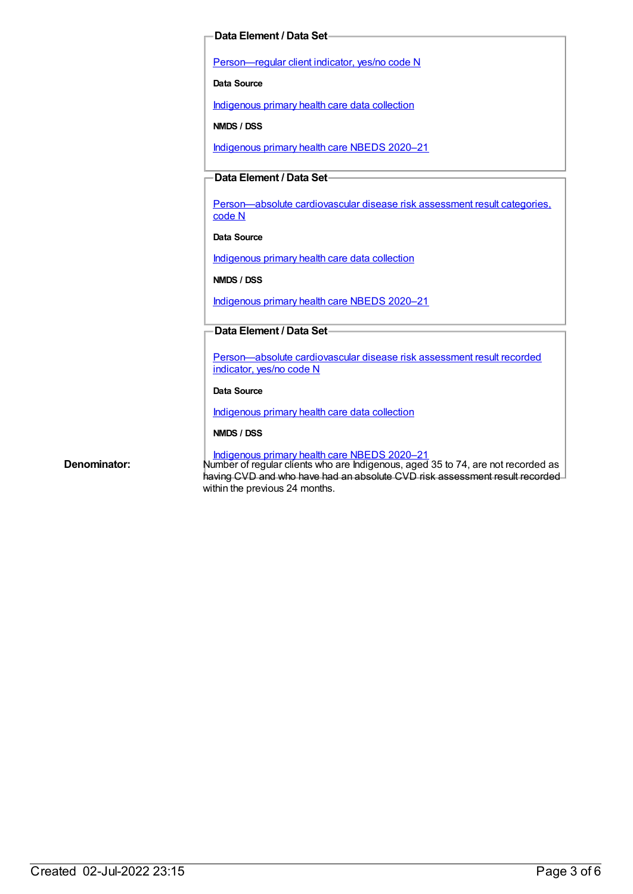**Data Element / Data Set**

[Person—regular client indicator, yes/no code N](#)

**Data Source**

[Indigenous primary health care data collection](#)

**NMDS / DSS**

[Indigenous primary health care NBEDS 2020–21](#)

**Data Element / Data Set**

[Person—absolute cardiovascular disease risk assessment result categories, code N](#)

**Data Source**

[Indigenous primary health care data collection](#)

**NMDS / DSS**

[Indigenous primary health care NBEDS 2020–21](#)

**Data Element / Data Set**

[Person—absolute cardiovascular disease risk assessment result recorded indicator, yes/no code N](#)

**Data Source**

[Indigenous primary health care data collection](#)

**NMDS / DSS**

[Indigenous primary health care NBEDS 2020–21](#)

**Denominator:**

Number of regular clients who are Indigenous, aged 35 to 74, are not recorded as having CVD and who have had an absolute CVD risk assessment result recorded within the previous 24 months.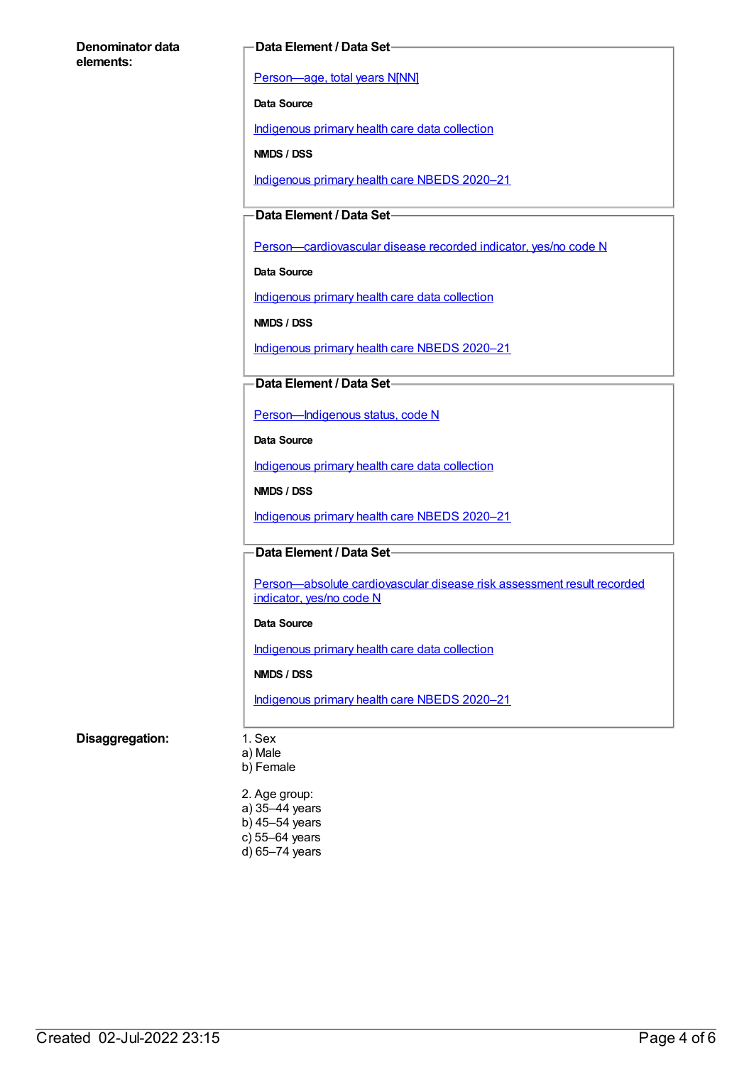**Denominator data elements:**

**Data Element / Data Set**

Person—age, total years N[NN]

**Data Source**

Indigenous primary health care data collection

**NMDS / DSS**

Indigenous primary health care NBEDS 2020–21

**Data Element / Data Set**

Person—cardiovascular disease recorded indicator, yes/no code N

**Data Source**

Indigenous primary health care data collection

**NMDS / DSS**

Indigenous primary health care NBEDS 2020–21

**Data Element / Data Set**

Person—Indigenous status, code N

**Data Source**

Indigenous primary health care data collection

**NMDS / DSS**

Indigenous primary health care NBEDS 2020–21

**Data Element / Data Set**

Person—absolute cardiovascular disease risk assessment result recorded indicator, yes/no code N

**Data Source**

Indigenous primary health care data collection

**NMDS / DSS**

Indigenous primary health care NBEDS 2020–21

**Disaggregation:**

1. Sex
a) Male
b) Female

2. Age group:
a) 35–44 years
b) 45–54 years
c) 55–64 years
d) 65–74 years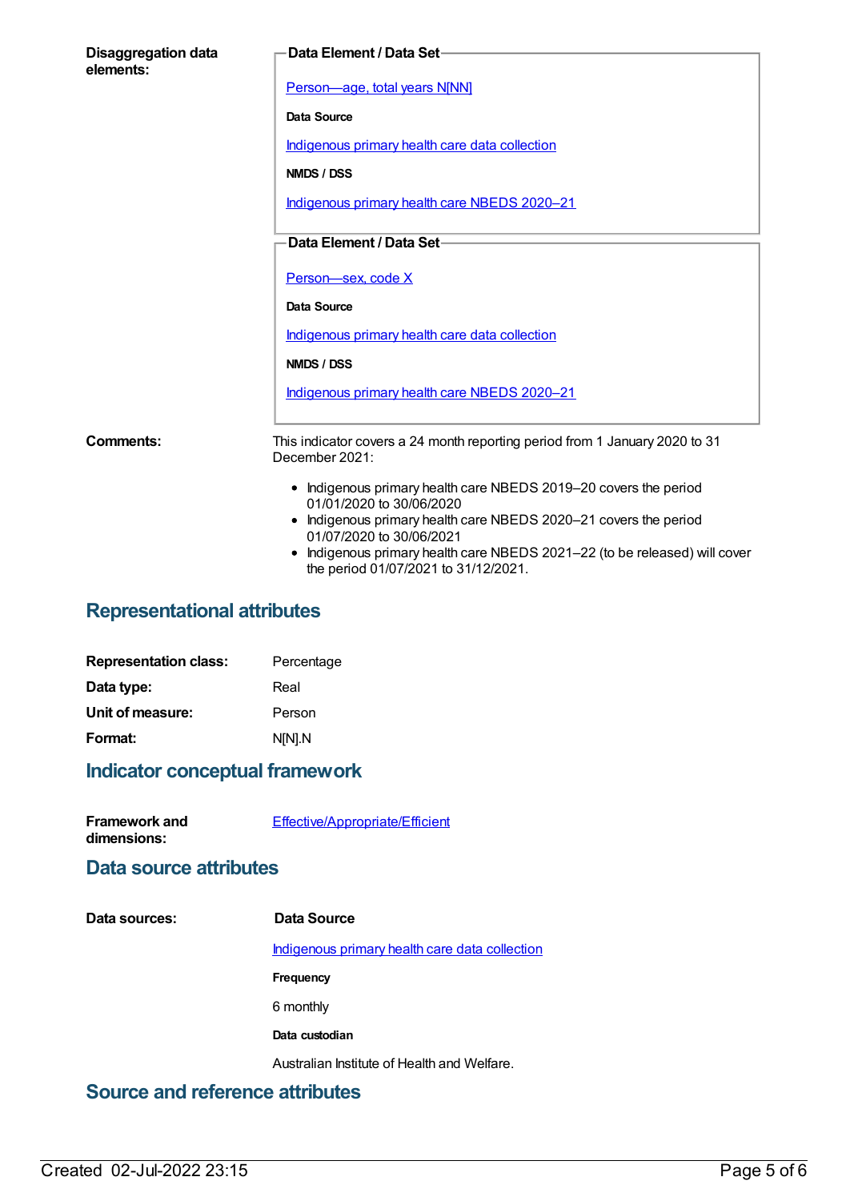**Disaggregation data elements:**

**Data Element / Data Set**

Person—age, total years N[NN]

**Data Source**

Indigenous primary health care data collection

**NMDS / DSS**

Indigenous primary health care NBEDS 2020–21

**Data Element / Data Set**

Person—sex, code X

**Data Source**

Indigenous primary health care data collection

**NMDS / DSS**

Indigenous primary health care NBEDS 2020–21

**Comments:**

This indicator covers a 24 month reporting period from 1 January 2020 to 31 December 2021:

- Indigenous primary health care NBEDS 2019–20 covers the period 01/01/2020 to 30/06/2020
- Indigenous primary health care NBEDS 2020–21 covers the period 01/07/2020 to 30/06/2021
- Indigenous primary health care NBEDS 2021–22 (to be released) will cover the period 01/07/2021 to 31/12/2021.

## Representational attributes

**Representation class:** Percentage

**Data type:** Real

**Unit of measure:** Person

**Format:** N[N].N

## Indicator conceptual framework

**Framework and dimensions:** Effective/Appropriate/Efficient

## Data source attributes

**Data sources:**

**Data Source**

Indigenous primary health care data collection

**Frequency**

6 monthly

**Data custodian**

Australian Institute of Health and Welfare.

## Source and reference attributes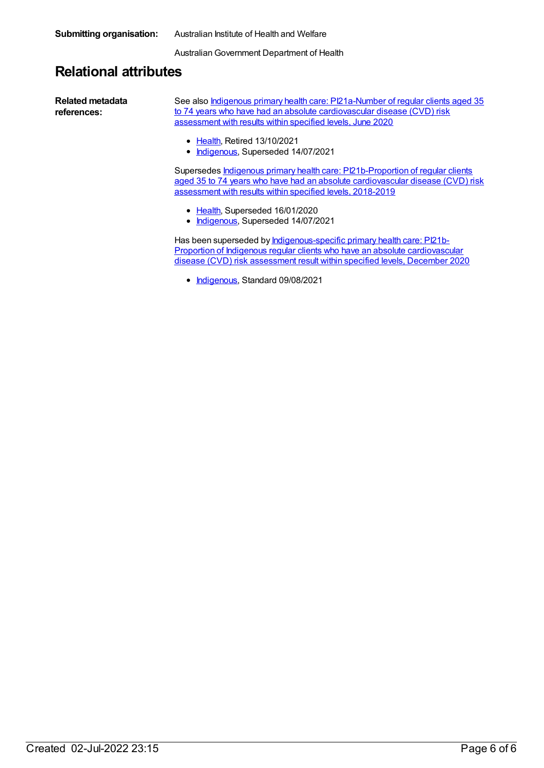**Submitting organisation:** Australian Institute of Health and Welfare

Australian Government Department of Health

## Relational attributes

**Related metadata references:**

See also Indigenous primary health care: PI21a-Number of regular clients aged 35 to 74 years who have had an absolute cardiovascular disease (CVD) risk assessment with results within specified levels, June 2020

- Health, Retired 13/10/2021
- Indigenous, Superseded 14/07/2021

Supersedes Indigenous primary health care: PI21b-Proportion of regular clients aged 35 to 74 years who have had an absolute cardiovascular disease (CVD) risk assessment with results within specified levels, 2018-2019

- Health, Superseded 16/01/2020
- Indigenous, Superseded 14/07/2021

Has been superseded by Indigenous-specific primary health care: PI21b-Proportion of Indigenous regular clients who have an absolute cardiovascular disease (CVD) risk assessment result within specified levels, December 2020

- Indigenous, Standard 09/08/2021